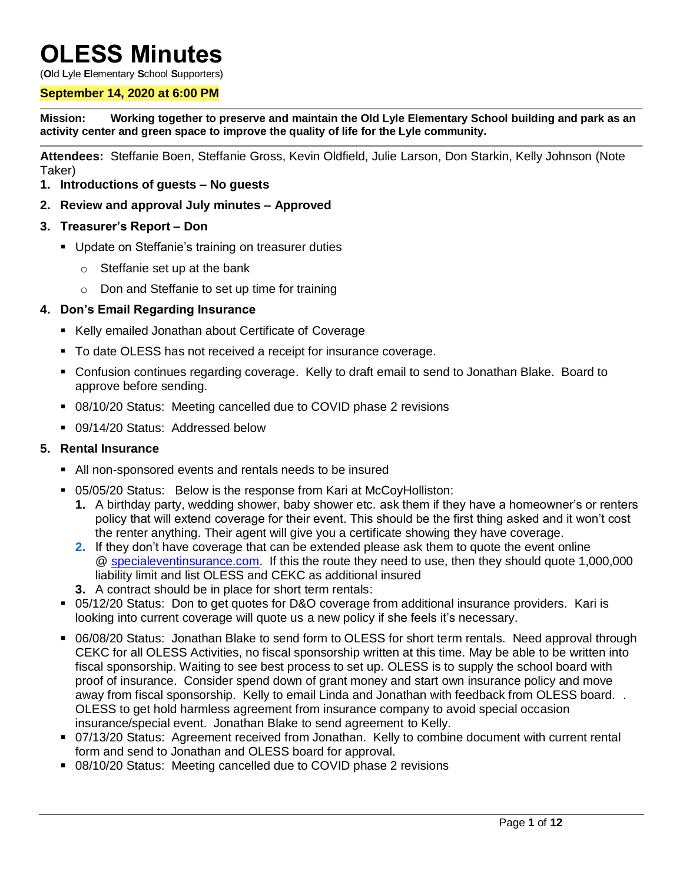# OLESS Minutes

(**O**ld **L**yle **E**lementary **S**chool **S**upporters)

**September 14, 2020 at 6:00 PM**

**Mission: Working together to preserve and maintain the Old Lyle Elementary School building and park as an activity center and green space to improve the quality of life for the Lyle community.**

**Attendees:** Steffanie Boen, Steffanie Gross, Kevin Oldfield, Julie Larson, Don Starkin, Kelly Johnson (Note Taker)

1. **Introductions of guests – No guests**
2. **Review and approval July minutes – Approved**
3. **Treasurer's Report – Don**
   - Update on Steffanie's training on treasurer duties
     - Steffanie set up at the bank
     - Don and Steffanie to set up time for training
4. **Don's Email Regarding Insurance**
   - Kelly emailed Jonathan about Certificate of Coverage
   - To date OLESS has not received a receipt for insurance coverage.
   - Confusion continues regarding coverage. Kelly to draft email to send to Jonathan Blake. Board to approve before sending.
   - 08/10/20 Status: Meeting cancelled due to COVID phase 2 revisions
   - 09/14/20 Status: Addressed below
5. **Rental Insurance**
   - All non-sponsored events and rentals needs to be insured
   - 05/05/20 Status: Below is the response from Kari at McCoyHolliston:
     1. A birthday party, wedding shower, baby shower etc. ask them if they have a homeowner's or renters policy that will extend coverage for their event. This should be the first thing asked and it won't cost the renter anything. Their agent will give you a certificate showing they have coverage.
     2. If they don't have coverage that can be extended please ask them to quote the event online @ specialeventinsurance.com. If this the route they need to use, then they should quote 1,000,000 liability limit and list OLESS and CEKC as additional insured
     3. A contract should be in place for short term rentals:
   - 05/12/20 Status: Don to get quotes for D&O coverage from additional insurance providers. Kari is looking into current coverage will quote us a new policy if she feels it's necessary.
   - 06/08/20 Status: Jonathan Blake to send form to OLESS for short term rentals. Need approval through CEKC for all OLESS Activities, no fiscal sponsorship written at this time. May be able to be written into fiscal sponsorship. Waiting to see best process to set up. OLESS is to supply the school board with proof of insurance. Consider spend down of grant money and start own insurance policy and move away from fiscal sponsorship. Kelly to email Linda and Jonathan with feedback from OLESS board. . OLESS to get hold harmless agreement from insurance company to avoid special occasion insurance/special event. Jonathan Blake to send agreement to Kelly.
   - 07/13/20 Status: Agreement received from Jonathan. Kelly to combine document with current rental form and send to Jonathan and OLESS board for approval.
   - 08/10/20 Status: Meeting cancelled due to COVID phase 2 revisions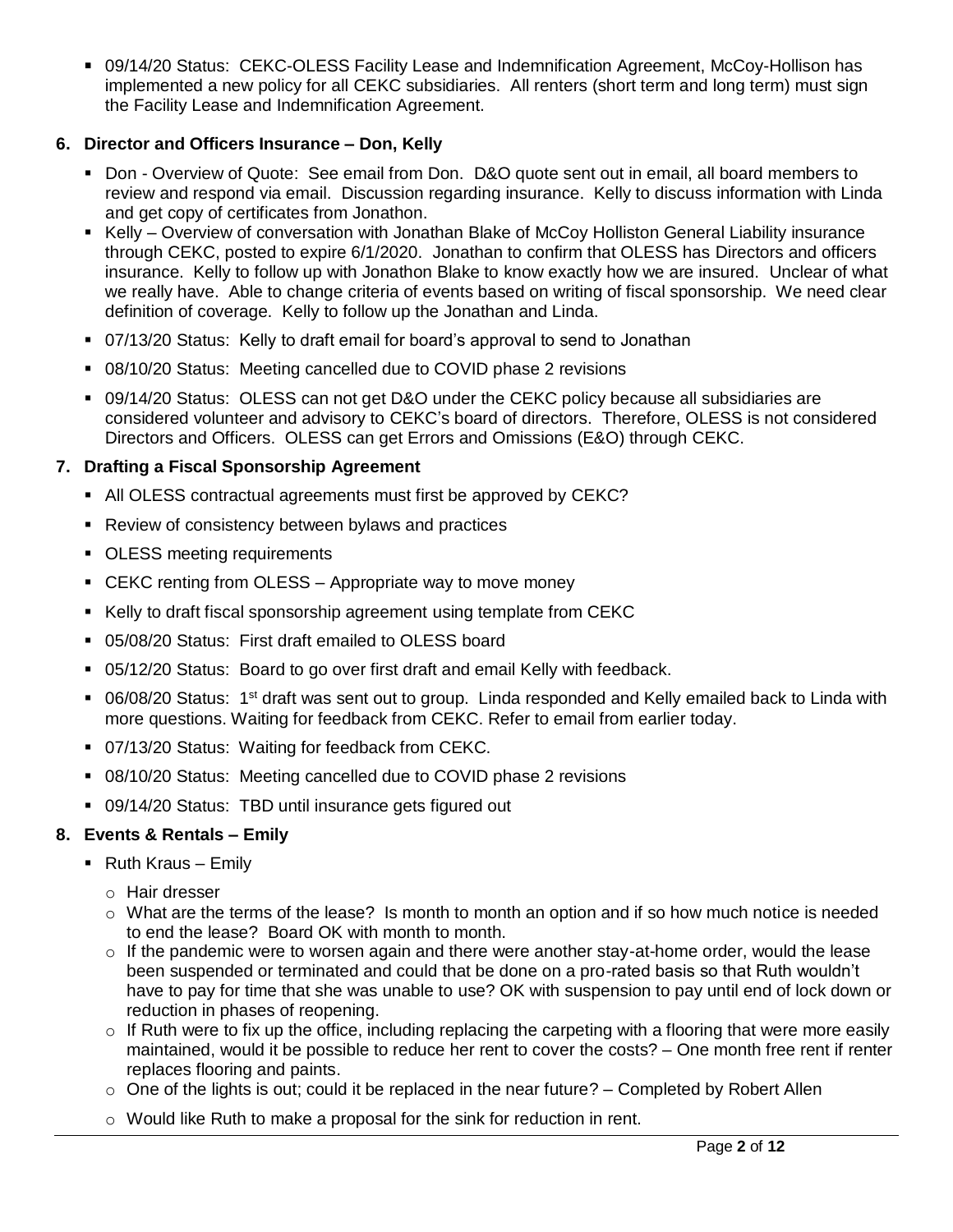- 09/14/20 Status: CEKC-OLESS Facility Lease and Indemnification Agreement, McCoy-Hollison has implemented a new policy for all CEKC subsidiaries. All renters (short term and long term) must sign the Facility Lease and Indemnification Agreement.

**6. Director and Officers Insurance – Don, Kelly**

- Don - Overview of Quote: See email from Don. D&O quote sent out in email, all board members to review and respond via email. Discussion regarding insurance. Kelly to discuss information with Linda and get copy of certificates from Jonathon.
- Kelly – Overview of conversation with Jonathan Blake of McCoy Holliston General Liability insurance through CEKC, posted to expire 6/1/2020. Jonathan to confirm that OLESS has Directors and officers insurance. Kelly to follow up with Jonathon Blake to know exactly how we are insured. Unclear of what we really have. Able to change criteria of events based on writing of fiscal sponsorship. We need clear definition of coverage. Kelly to follow up the Jonathan and Linda.
- 07/13/20 Status: Kelly to draft email for board's approval to send to Jonathan
- 08/10/20 Status: Meeting cancelled due to COVID phase 2 revisions
- 09/14/20 Status: OLESS can not get D&O under the CEKC policy because all subsidiaries are considered volunteer and advisory to CEKC's board of directors. Therefore, OLESS is not considered Directors and Officers. OLESS can get Errors and Omissions (E&O) through CEKC.

**7. Drafting a Fiscal Sponsorship Agreement**

- All OLESS contractual agreements must first be approved by CEKC?
- Review of consistency between bylaws and practices
- OLESS meeting requirements
- CEKC renting from OLESS – Appropriate way to move money
- Kelly to draft fiscal sponsorship agreement using template from CEKC
- 05/08/20 Status: First draft emailed to OLESS board
- 05/12/20 Status: Board to go over first draft and email Kelly with feedback.
- 06/08/20 Status: 1st draft was sent out to group. Linda responded and Kelly emailed back to Linda with more questions. Waiting for feedback from CEKC. Refer to email from earlier today.
- 07/13/20 Status: Waiting for feedback from CEKC.
- 08/10/20 Status: Meeting cancelled due to COVID phase 2 revisions
- 09/14/20 Status: TBD until insurance gets figured out

**8. Events & Rentals – Emily**

- Ruth Kraus – Emily
  - Hair dresser
  - What are the terms of the lease? Is month to month an option and if so how much notice is needed to end the lease? Board OK with month to month.
  - If the pandemic were to worsen again and there were another stay-at-home order, would the lease been suspended or terminated and could that be done on a pro-rated basis so that Ruth wouldn't have to pay for time that she was unable to use? OK with suspension to pay until end of lock down or reduction in phases of reopening.
  - If Ruth were to fix up the office, including replacing the carpeting with a flooring that were more easily maintained, would it be possible to reduce her rent to cover the costs? – One month free rent if renter replaces flooring and paints.
  - One of the lights is out; could it be replaced in the near future? – Completed by Robert Allen
  - Would like Ruth to make a proposal for the sink for reduction in rent.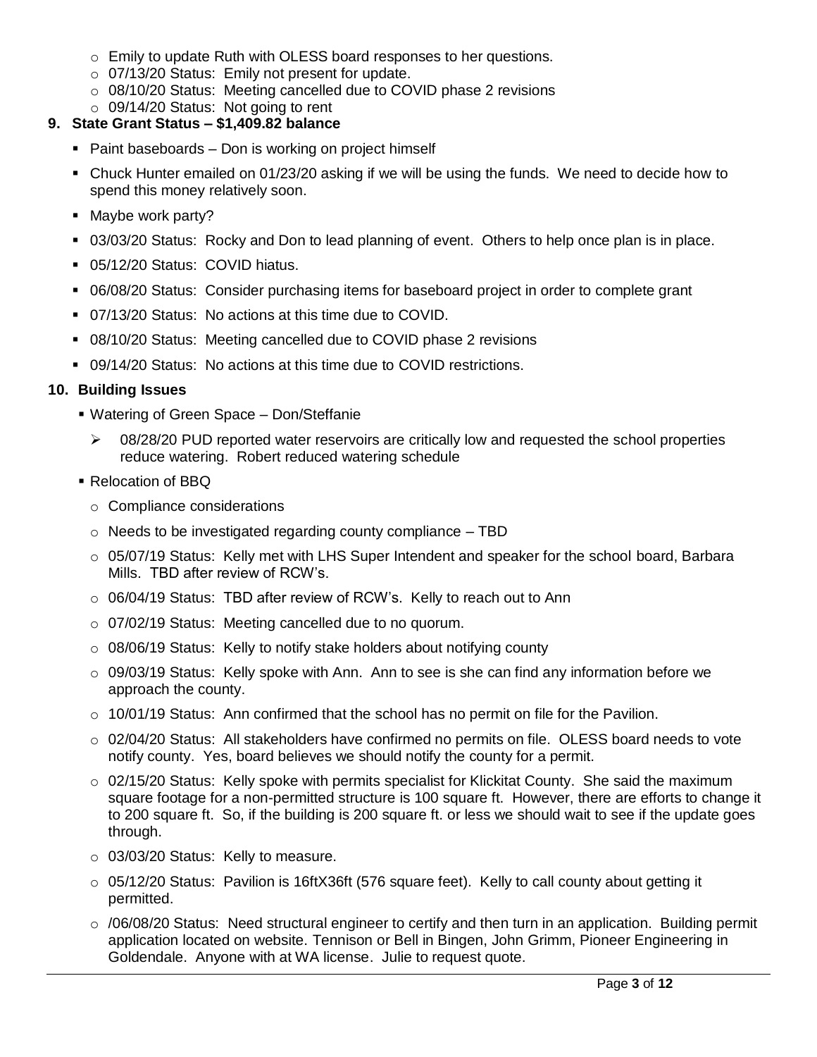- Emily to update Ruth with OLESS board responses to her questions.
- 07/13/20 Status: Emily not present for update.
- 08/10/20 Status: Meeting cancelled due to COVID phase 2 revisions
- 09/14/20 Status: Not going to rent

**9. State Grant Status – $1,409.82 balance**

- Paint baseboards – Don is working on project himself
- Chuck Hunter emailed on 01/23/20 asking if we will be using the funds. We need to decide how to spend this money relatively soon.
- Maybe work party?
- 03/03/20 Status: Rocky and Don to lead planning of event. Others to help once plan is in place.
- 05/12/20 Status: COVID hiatus.
- 06/08/20 Status: Consider purchasing items for baseboard project in order to complete grant
- 07/13/20 Status: No actions at this time due to COVID.
- 08/10/20 Status: Meeting cancelled due to COVID phase 2 revisions
- 09/14/20 Status: No actions at this time due to COVID restrictions.

**10. Building Issues**

- Watering of Green Space – Don/Steffanie
  - 08/28/20 PUD reported water reservoirs are critically low and requested the school properties reduce watering. Robert reduced watering schedule
- Relocation of BBQ
  - Compliance considerations
  - Needs to be investigated regarding county compliance – TBD
  - 05/07/19 Status: Kelly met with LHS Super Intendent and speaker for the school board, Barbara Mills. TBD after review of RCW's.
  - 06/04/19 Status: TBD after review of RCW's. Kelly to reach out to Ann
  - 07/02/19 Status: Meeting cancelled due to no quorum.
  - 08/06/19 Status: Kelly to notify stake holders about notifying county
  - 09/03/19 Status: Kelly spoke with Ann. Ann to see is she can find any information before we approach the county.
  - 10/01/19 Status: Ann confirmed that the school has no permit on file for the Pavilion.
  - 02/04/20 Status: All stakeholders have confirmed no permits on file. OLESS board needs to vote notify county. Yes, board believes we should notify the county for a permit.
  - 02/15/20 Status: Kelly spoke with permits specialist for Klickitat County. She said the maximum square footage for a non-permitted structure is 100 square ft. However, there are efforts to change it to 200 square ft. So, if the building is 200 square ft. or less we should wait to see if the update goes through.
  - 03/03/20 Status: Kelly to measure.
  - 05/12/20 Status: Pavilion is 16ftX36ft (576 square feet). Kelly to call county about getting it permitted.
  - /06/08/20 Status: Need structural engineer to certify and then turn in an application. Building permit application located on website. Tennison or Bell in Bingen, John Grimm, Pioneer Engineering in Goldendale. Anyone with at WA license. Julie to request quote.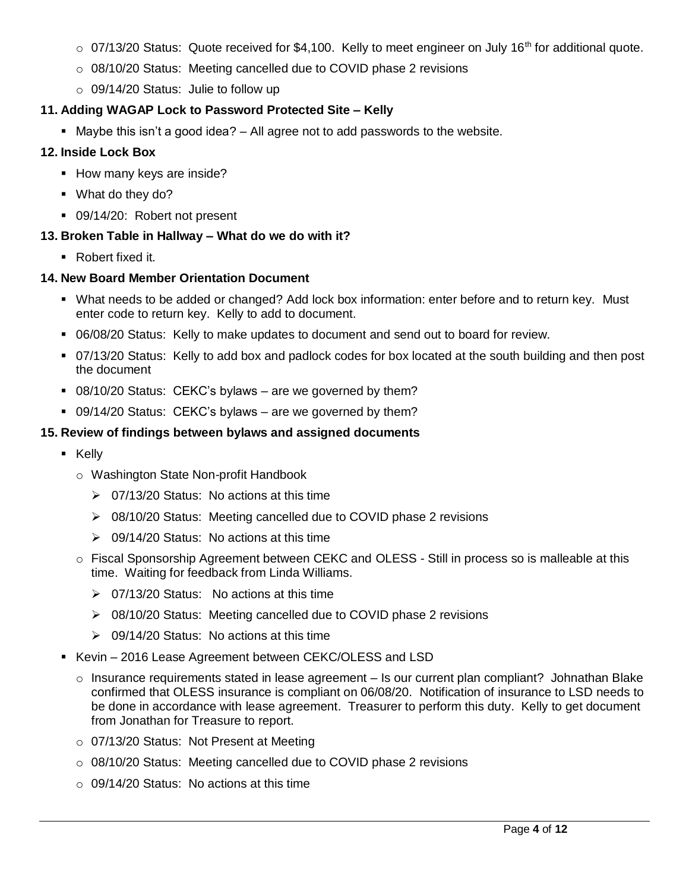- 07/13/20 Status: Quote received for $4,100. Kelly to meet engineer on July 16th for additional quote.
- 08/10/20 Status: Meeting cancelled due to COVID phase 2 revisions
- 09/14/20 Status: Julie to follow up

**11. Adding WAGAP Lock to Password Protected Site – Kelly**

- Maybe this isn't a good idea? – All agree not to add passwords to the website.

**12. Inside Lock Box**

- How many keys are inside?
- What do they do?
- 09/14/20: Robert not present

**13. Broken Table in Hallway – What do we do with it?**

- Robert fixed it.

**14. New Board Member Orientation Document**

- What needs to be added or changed? Add lock box information: enter before and to return key. Must enter code to return key. Kelly to add to document.
- 06/08/20 Status: Kelly to make updates to document and send out to board for review.
- 07/13/20 Status: Kelly to add box and padlock codes for box located at the south building and then post the document
- 08/10/20 Status: CEKC's bylaws – are we governed by them?
- 09/14/20 Status: CEKC's bylaws – are we governed by them?

**15. Review of findings between bylaws and assigned documents**

- Kelly
  - Washington State Non-profit Handbook
    - 07/13/20 Status: No actions at this time
    - 08/10/20 Status: Meeting cancelled due to COVID phase 2 revisions
    - 09/14/20 Status: No actions at this time
  - Fiscal Sponsorship Agreement between CEKC and OLESS - Still in process so is malleable at this time. Waiting for feedback from Linda Williams.
    - 07/13/20 Status: No actions at this time
    - 08/10/20 Status: Meeting cancelled due to COVID phase 2 revisions
    - 09/14/20 Status: No actions at this time
- Kevin – 2016 Lease Agreement between CEKC/OLESS and LSD
  - Insurance requirements stated in lease agreement – Is our current plan compliant? Johnathan Blake confirmed that OLESS insurance is compliant on 06/08/20. Notification of insurance to LSD needs to be done in accordance with lease agreement. Treasurer to perform this duty. Kelly to get document from Jonathan for Treasure to report.
  - 07/13/20 Status: Not Present at Meeting
  - 08/10/20 Status: Meeting cancelled due to COVID phase 2 revisions
  - 09/14/20 Status: No actions at this time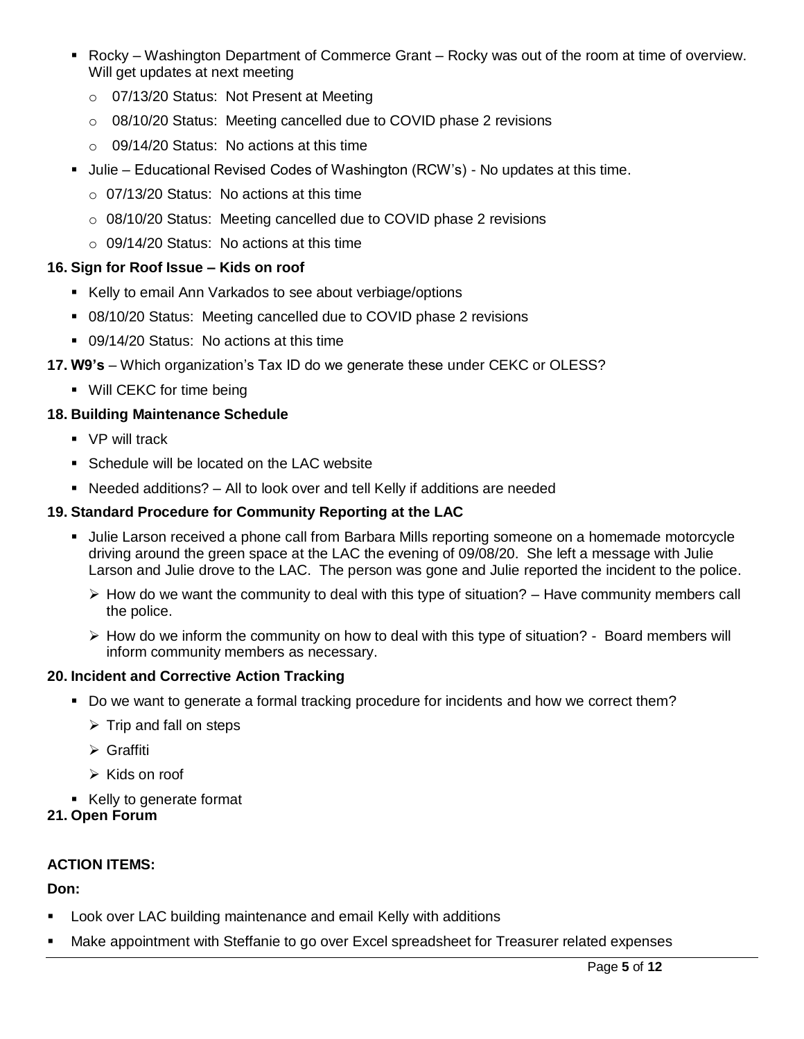- Rocky – Washington Department of Commerce Grant – Rocky was out of the room at time of overview. Will get updates at next meeting
  - 07/13/20 Status: Not Present at Meeting
  - 08/10/20 Status: Meeting cancelled due to COVID phase 2 revisions
  - 09/14/20 Status: No actions at this time
- Julie – Educational Revised Codes of Washington (RCW's) - No updates at this time.
  - 07/13/20 Status: No actions at this time
  - 08/10/20 Status: Meeting cancelled due to COVID phase 2 revisions
  - 09/14/20 Status: No actions at this time

**16. Sign for Roof Issue – Kids on roof**

- Kelly to email Ann Varkados to see about verbiage/options
- 08/10/20 Status: Meeting cancelled due to COVID phase 2 revisions
- 09/14/20 Status: No actions at this time

**17. W9's** – Which organization's Tax ID do we generate these under CEKC or OLESS?

- Will CEKC for time being

**18. Building Maintenance Schedule**

- VP will track
- Schedule will be located on the LAC website
- Needed additions? – All to look over and tell Kelly if additions are needed

**19. Standard Procedure for Community Reporting at the LAC**

- Julie Larson received a phone call from Barbara Mills reporting someone on a homemade motorcycle driving around the green space at the LAC the evening of 09/08/20. She left a message with Julie Larson and Julie drove to the LAC. The person was gone and Julie reported the incident to the police.
  - How do we want the community to deal with this type of situation? – Have community members call the police.
  - How do we inform the community on how to deal with this type of situation? - Board members will inform community members as necessary.

**20. Incident and Corrective Action Tracking**

- Do we want to generate a formal tracking procedure for incidents and how we correct them?
  - Trip and fall on steps
  - Graffiti
  - Kids on roof
- Kelly to generate format

**21. Open Forum**

**ACTION ITEMS:**

**Don:**

- Look over LAC building maintenance and email Kelly with additions
- Make appointment with Steffanie to go over Excel spreadsheet for Treasurer related expenses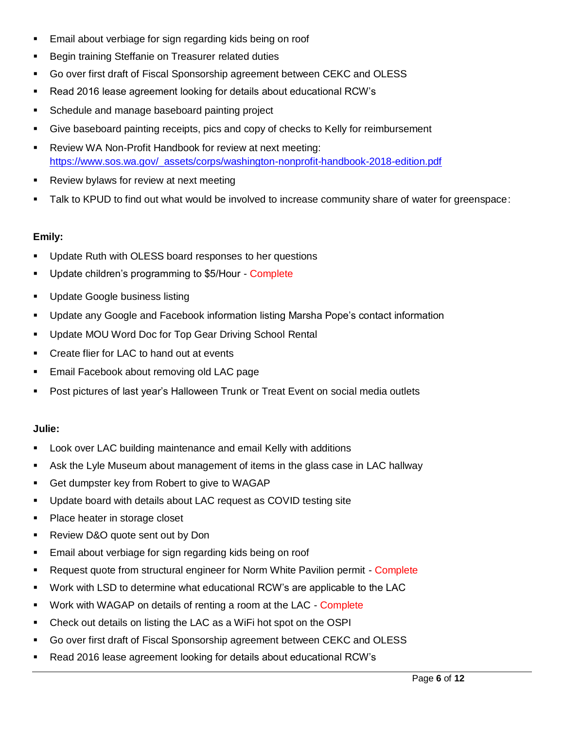- Email about verbiage for sign regarding kids being on roof
- Begin training Steffanie on Treasurer related duties
- Go over first draft of Fiscal Sponsorship agreement between CEKC and OLESS
- Read 2016 lease agreement looking for details about educational RCW's
- Schedule and manage baseboard painting project
- Give baseboard painting receipts, pics and copy of checks to Kelly for reimbursement
- Review WA Non-Profit Handbook for review at next meeting: https://www.sos.wa.gov/_assets/corps/washington-nonprofit-handbook-2018-edition.pdf
- Review bylaws for review at next meeting
- Talk to KPUD to find out what would be involved to increase community share of water for greenspace:

**Emily:**

- Update Ruth with OLESS board responses to her questions
- Update children's programming to $5/Hour - Complete
- Update Google business listing
- Update any Google and Facebook information listing Marsha Pope's contact information
- Update MOU Word Doc for Top Gear Driving School Rental
- Create flier for LAC to hand out at events
- Email Facebook about removing old LAC page
- Post pictures of last year's Halloween Trunk or Treat Event on social media outlets

**Julie:**

- Look over LAC building maintenance and email Kelly with additions
- Ask the Lyle Museum about management of items in the glass case in LAC hallway
- Get dumpster key from Robert to give to WAGAP
- Update board with details about LAC request as COVID testing site
- Place heater in storage closet
- Review D&O quote sent out by Don
- Email about verbiage for sign regarding kids being on roof
- Request quote from structural engineer for Norm White Pavilion permit - Complete
- Work with LSD to determine what educational RCW's are applicable to the LAC
- Work with WAGAP on details of renting a room at the LAC - Complete
- Check out details on listing the LAC as a WiFi hot spot on the OSPI
- Go over first draft of Fiscal Sponsorship agreement between CEKC and OLESS
- Read 2016 lease agreement looking for details about educational RCW's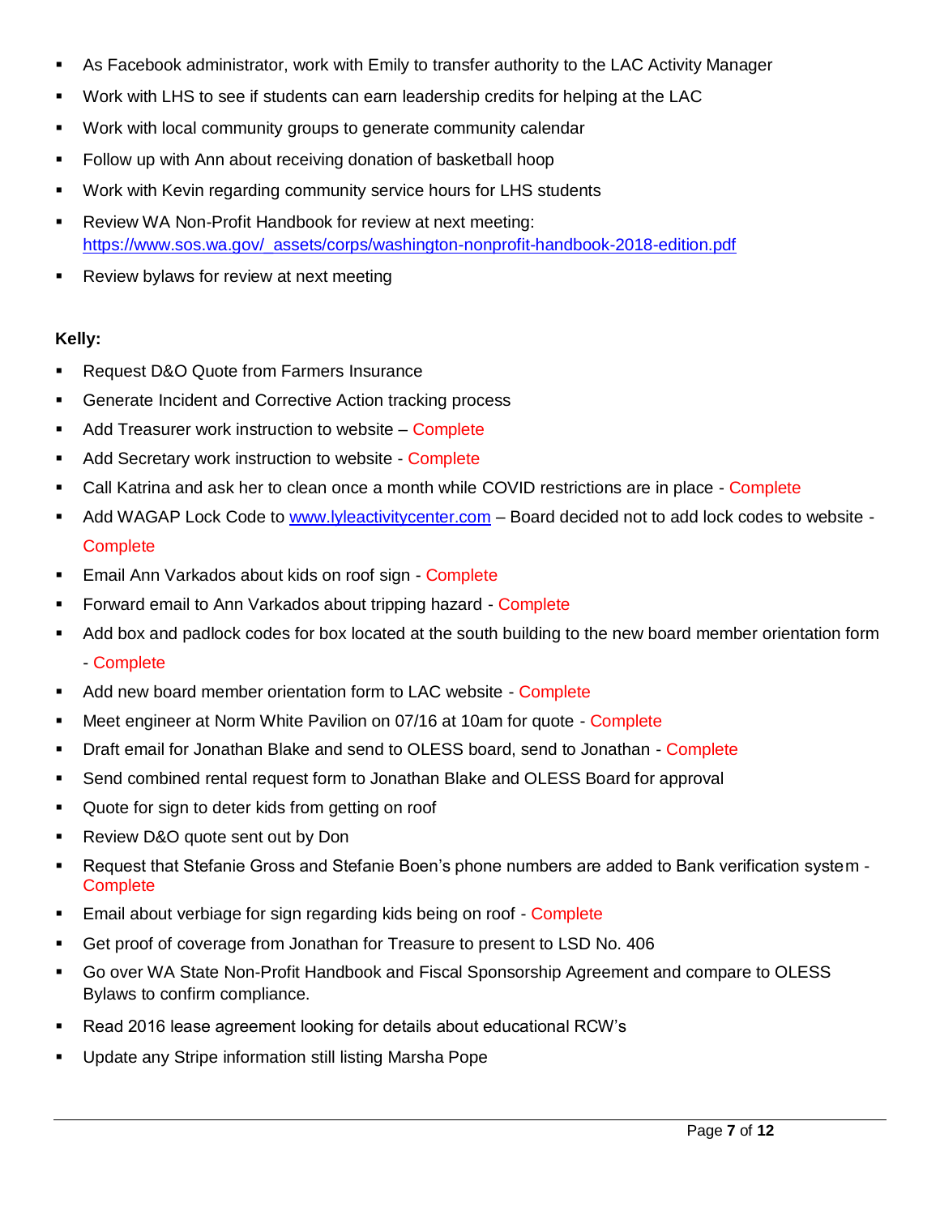- As Facebook administrator, work with Emily to transfer authority to the LAC Activity Manager
- Work with LHS to see if students can earn leadership credits for helping at the LAC
- Work with local community groups to generate community calendar
- Follow up with Ann about receiving donation of basketball hoop
- Work with Kevin regarding community service hours for LHS students
- Review WA Non-Profit Handbook for review at next meeting: [https://www.sos.wa.gov/_assets/corps/washington-nonprofit-handbook-2018-edition.pdf](https://www.sos.wa.gov/_assets/corps/washington-nonprofit-handbook-2018-edition.pdf)
- Review bylaws for review at next meeting

**Kelly:**

- Request D&O Quote from Farmers Insurance
- Generate Incident and Corrective Action tracking process
- Add Treasurer work instruction to website – Complete
- Add Secretary work instruction to website - Complete
- Call Katrina and ask her to clean once a month while COVID restrictions are in place - Complete
- Add WAGAP Lock Code to [www.lyleactivitycenter.com](http://www.lyleactivitycenter.com) – Board decided not to add lock codes to website - Complete
- Email Ann Varkados about kids on roof sign - Complete
- Forward email to Ann Varkados about tripping hazard - Complete
- Add box and padlock codes for box located at the south building to the new board member orientation form - Complete
- Add new board member orientation form to LAC website - Complete
- Meet engineer at Norm White Pavilion on 07/16 at 10am for quote - Complete
- Draft email for Jonathan Blake and send to OLESS board, send to Jonathan - Complete
- Send combined rental request form to Jonathan Blake and OLESS Board for approval
- Quote for sign to deter kids from getting on roof
- Review D&O quote sent out by Don
- Request that Stefanie Gross and Stefanie Boen's phone numbers are added to Bank verification system - Complete
- Email about verbiage for sign regarding kids being on roof - Complete
- Get proof of coverage from Jonathan for Treasure to present to LSD No. 406
- Go over WA State Non-Profit Handbook and Fiscal Sponsorship Agreement and compare to OLESS Bylaws to confirm compliance.
- Read 2016 lease agreement looking for details about educational RCW's
- Update any Stripe information still listing Marsha Pope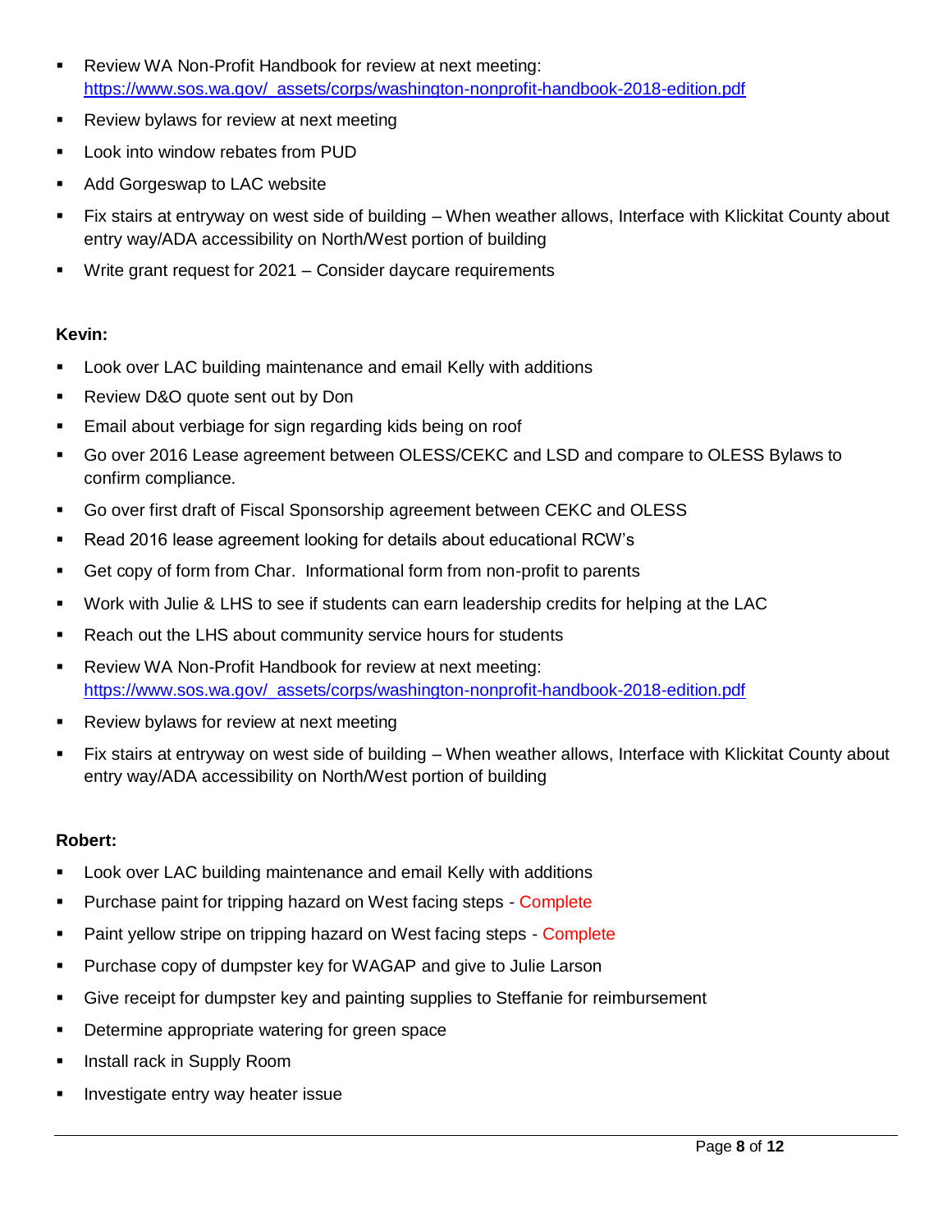- Review WA Non-Profit Handbook for review at next meeting: https://www.sos.wa.gov/_assets/corps/washington-nonprofit-handbook-2018-edition.pdf
- Review bylaws for review at next meeting
- Look into window rebates from PUD
- Add Gorgeswap to LAC website
- Fix stairs at entryway on west side of building – When weather allows, Interface with Klickitat County about entry way/ADA accessibility on North/West portion of building
- Write grant request for 2021 – Consider daycare requirements

**Kevin:**

- Look over LAC building maintenance and email Kelly with additions
- Review D&O quote sent out by Don
- Email about verbiage for sign regarding kids being on roof
- Go over 2016 Lease agreement between OLESS/CEKC and LSD and compare to OLESS Bylaws to confirm compliance.
- Go over first draft of Fiscal Sponsorship agreement between CEKC and OLESS
- Read 2016 lease agreement looking for details about educational RCW's
- Get copy of form from Char. Informational form from non-profit to parents
- Work with Julie & LHS to see if students can earn leadership credits for helping at the LAC
- Reach out the LHS about community service hours for students
- Review WA Non-Profit Handbook for review at next meeting: https://www.sos.wa.gov/_assets/corps/washington-nonprofit-handbook-2018-edition.pdf
- Review bylaws for review at next meeting
- Fix stairs at entryway on west side of building – When weather allows, Interface with Klickitat County about entry way/ADA accessibility on North/West portion of building

**Robert:**

- Look over LAC building maintenance and email Kelly with additions
- Purchase paint for tripping hazard on West facing steps - Complete
- Paint yellow stripe on tripping hazard on West facing steps - Complete
- Purchase copy of dumpster key for WAGAP and give to Julie Larson
- Give receipt for dumpster key and painting supplies to Steffanie for reimbursement
- Determine appropriate watering for green space
- Install rack in Supply Room
- Investigate entry way heater issue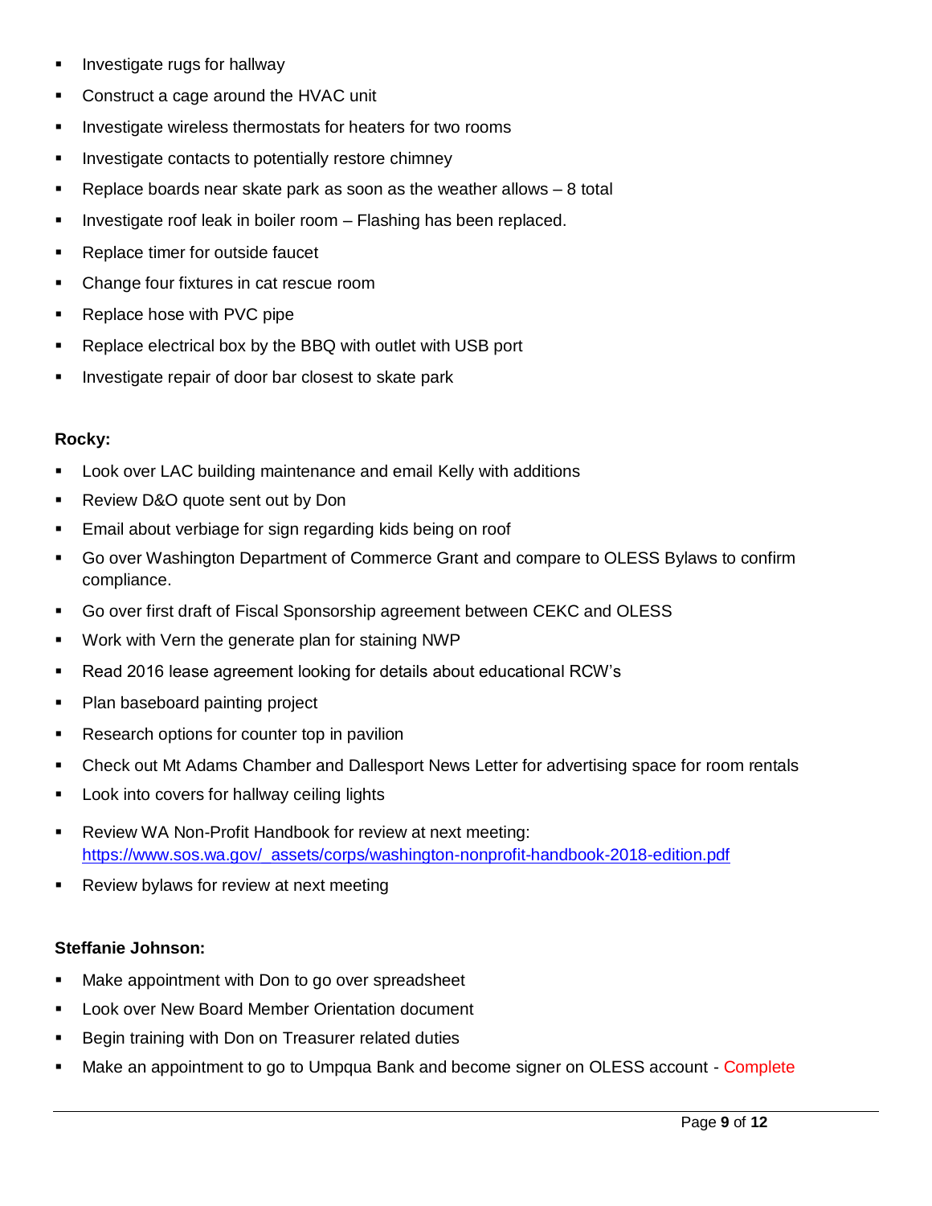- Investigate rugs for hallway
- Construct a cage around the HVAC unit
- Investigate wireless thermostats for heaters for two rooms
- Investigate contacts to potentially restore chimney
- Replace boards near skate park as soon as the weather allows – 8 total
- Investigate roof leak in boiler room – Flashing has been replaced.
- Replace timer for outside faucet
- Change four fixtures in cat rescue room
- Replace hose with PVC pipe
- Replace electrical box by the BBQ with outlet with USB port
- Investigate repair of door bar closest to skate park

**Rocky:**

- Look over LAC building maintenance and email Kelly with additions
- Review D&O quote sent out by Don
- Email about verbiage for sign regarding kids being on roof
- Go over Washington Department of Commerce Grant and compare to OLESS Bylaws to confirm compliance.
- Go over first draft of Fiscal Sponsorship agreement between CEKC and OLESS
- Work with Vern the generate plan for staining NWP
- Read 2016 lease agreement looking for details about educational RCW's
- Plan baseboard painting project
- Research options for counter top in pavilion
- Check out Mt Adams Chamber and Dallesport News Letter for advertising space for room rentals
- Look into covers for hallway ceiling lights
- Review WA Non-Profit Handbook for review at next meeting: https://www.sos.wa.gov/_assets/corps/washington-nonprofit-handbook-2018-edition.pdf
- Review bylaws for review at next meeting

**Steffanie Johnson:**

- Make appointment with Don to go over spreadsheet
- Look over New Board Member Orientation document
- Begin training with Don on Treasurer related duties
- Make an appointment to go to Umpqua Bank and become signer on OLESS account - Complete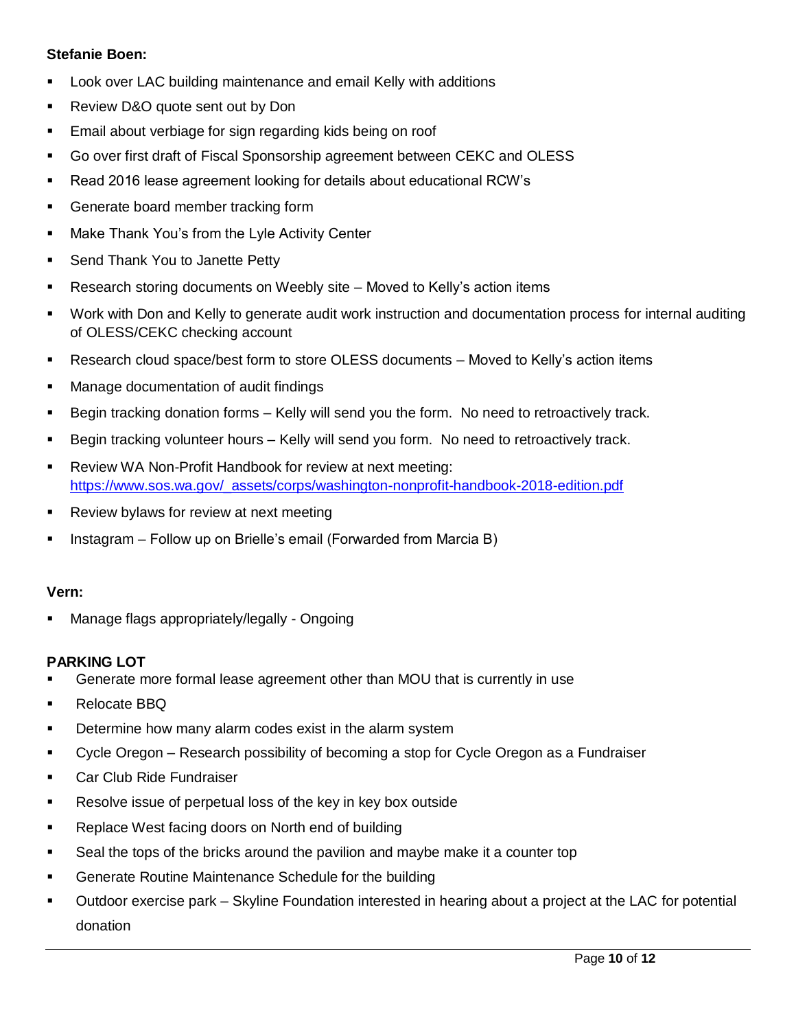**Stefanie Boen:**

- Look over LAC building maintenance and email Kelly with additions
- Review D&O quote sent out by Don
- Email about verbiage for sign regarding kids being on roof
- Go over first draft of Fiscal Sponsorship agreement between CEKC and OLESS
- Read 2016 lease agreement looking for details about educational RCW's
- Generate board member tracking form
- Make Thank You's from the Lyle Activity Center
- Send Thank You to Janette Petty
- Research storing documents on Weebly site – Moved to Kelly's action items
- Work with Don and Kelly to generate audit work instruction and documentation process for internal auditing of OLESS/CEKC checking account
- Research cloud space/best form to store OLESS documents – Moved to Kelly's action items
- Manage documentation of audit findings
- Begin tracking donation forms – Kelly will send you the form. No need to retroactively track.
- Begin tracking volunteer hours – Kelly will send you form. No need to retroactively track.
- Review WA Non-Profit Handbook for review at next meeting: https://www.sos.wa.gov/_assets/corps/washington-nonprofit-handbook-2018-edition.pdf
- Review bylaws for review at next meeting
- Instagram – Follow up on Brielle's email (Forwarded from Marcia B)

**Vern:**

- Manage flags appropriately/legally - Ongoing

**PARKING LOT**

- Generate more formal lease agreement other than MOU that is currently in use
- Relocate BBQ
- Determine how many alarm codes exist in the alarm system
- Cycle Oregon – Research possibility of becoming a stop for Cycle Oregon as a Fundraiser
- Car Club Ride Fundraiser
- Resolve issue of perpetual loss of the key in key box outside
- Replace West facing doors on North end of building
- Seal the tops of the bricks around the pavilion and maybe make it a counter top
- Generate Routine Maintenance Schedule for the building
- Outdoor exercise park – Skyline Foundation interested in hearing about a project at the LAC for potential donation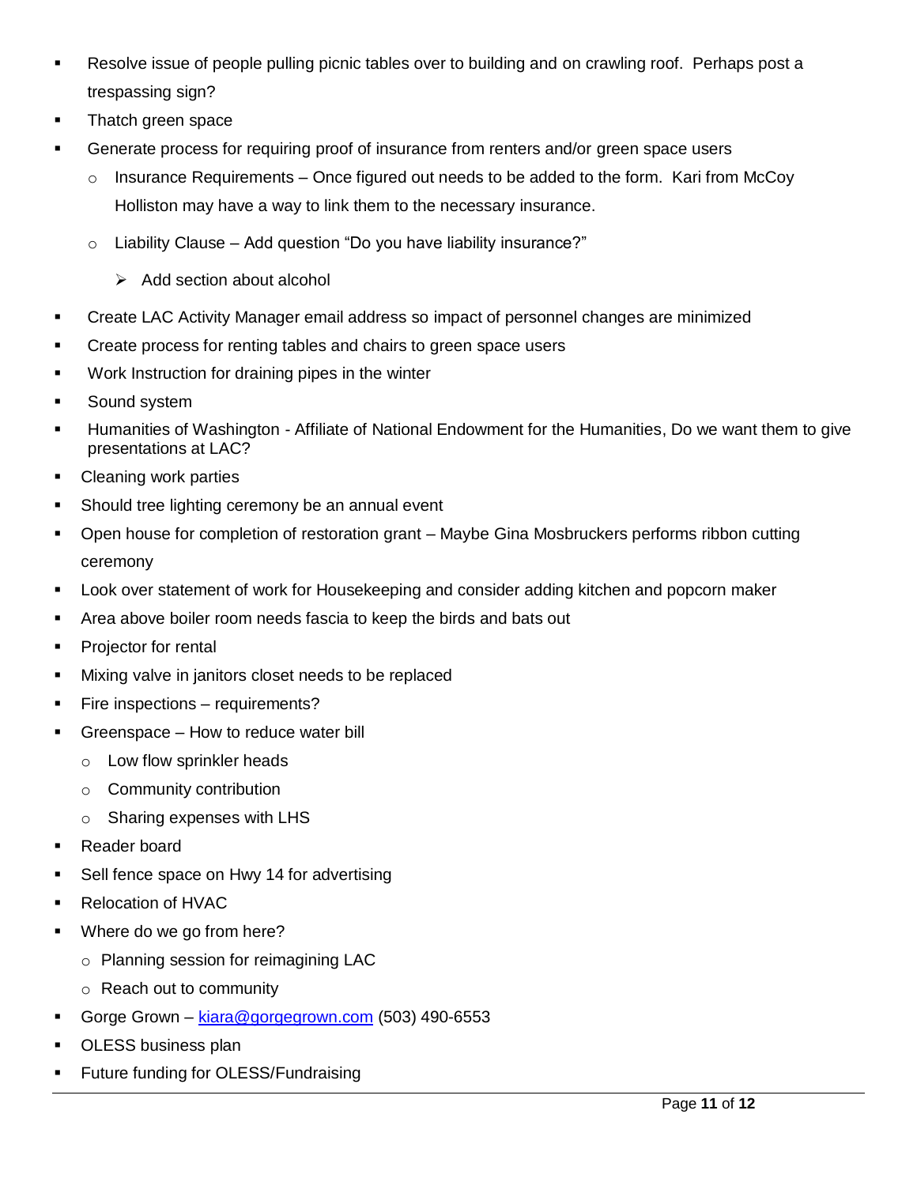- Resolve issue of people pulling picnic tables over to building and on crawling roof. Perhaps post a trespassing sign?
- Thatch green space
- Generate process for requiring proof of insurance from renters and/or green space users
  - Insurance Requirements – Once figured out needs to be added to the form. Kari from McCoy Holliston may have a way to link them to the necessary insurance.
  - Liability Clause – Add question "Do you have liability insurance?"
    - Add section about alcohol
- Create LAC Activity Manager email address so impact of personnel changes are minimized
- Create process for renting tables and chairs to green space users
- Work Instruction for draining pipes in the winter
- Sound system
- Humanities of Washington - Affiliate of National Endowment for the Humanities, Do we want them to give presentations at LAC?
- Cleaning work parties
- Should tree lighting ceremony be an annual event
- Open house for completion of restoration grant – Maybe Gina Mosbruckers performs ribbon cutting ceremony
- Look over statement of work for Housekeeping and consider adding kitchen and popcorn maker
- Area above boiler room needs fascia to keep the birds and bats out
- Projector for rental
- Mixing valve in janitors closet needs to be replaced
- Fire inspections – requirements?
- Greenspace – How to reduce water bill
  - Low flow sprinkler heads
  - Community contribution
  - Sharing expenses with LHS
- Reader board
- Sell fence space on Hwy 14 for advertising
- Relocation of HVAC
- Where do we go from here?
  - Planning session for reimagining LAC
  - Reach out to community
- Gorge Grown – kiara@gorgegrown.com (503) 490-6553
- OLESS business plan
- Future funding for OLESS/Fundraising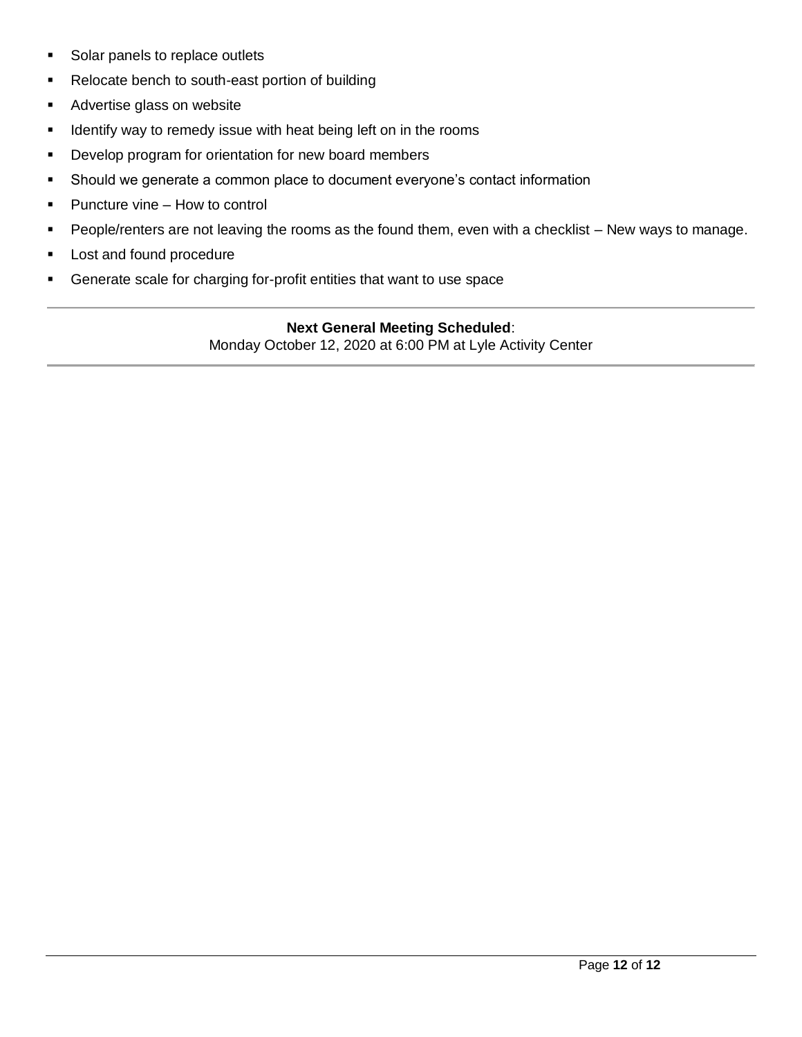- Solar panels to replace outlets
- Relocate bench to south-east portion of building
- Advertise glass on website
- Identify way to remedy issue with heat being left on in the rooms
- Develop program for orientation for new board members
- Should we generate a common place to document everyone's contact information
- Puncture vine – How to control
- People/renters are not leaving the rooms as the found them, even with a checklist – New ways to manage.
- Lost and found procedure
- Generate scale for charging for-profit entities that want to use space

---

**Next General Meeting Scheduled**:
Monday October 12, 2020 at 6:00 PM at Lyle Activity Center

---